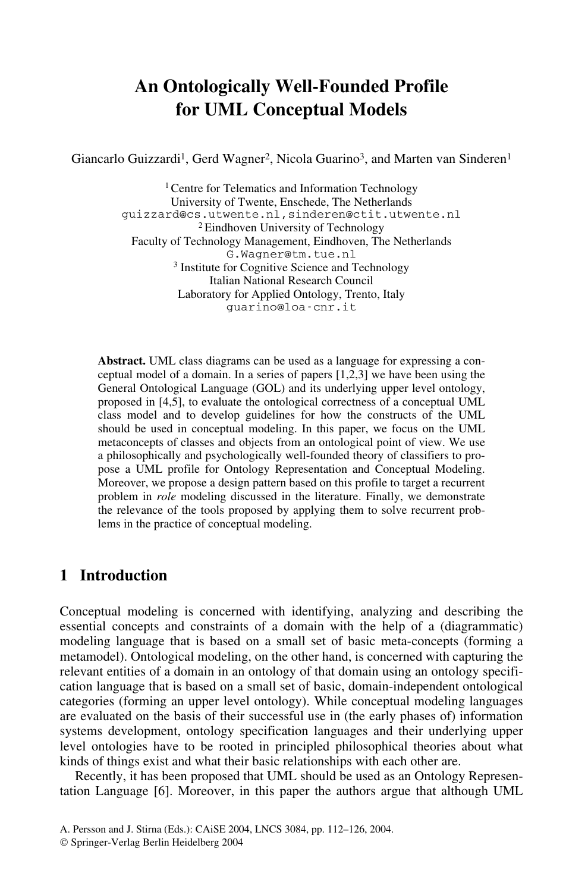# An Ontologically Well-Founded Profile for UML Conceptual Models

Giancarlo Guizzardi[1], Gerd Wagner[2], Nicola Guarino[3], and Marten van Sinderen[1]

[1] Centre for Telematics and Information Technology
University of Twente, Enschede, The Netherlands
guizzard@cs.utwente.nl,sinderen@ctit.utwente.nl
[2] Eindhoven University of Technology
Faculty of Technology Management, Eindhoven, The Netherlands
G.Wagner@tm.tue.nl
[3] Institute for Cognitive Science and Technology
Italian National Research Council
Laboratory for Applied Ontology, Trento, Italy
guarino@loa-cnr.it

**Abstract.** UML class diagrams can be used as a language for expressing a conceptual model of a domain. In a series of papers [1,2,3] we have been using the General Ontological Language (GOL) and its underlying upper level ontology, proposed in [4,5], to evaluate the ontological correctness of a conceptual UML class model and to develop guidelines for how the constructs of the UML should be used in conceptual modeling. In this paper, we focus on the UML metaconcepts of classes and objects from an ontological point of view. We use a philosophically and psychologically well-founded theory of classifiers to propose a UML profile for Ontology Representation and Conceptual Modeling. Moreover, we propose a design pattern based on this profile to target a recurrent problem in *role* modeling discussed in the literature. Finally, we demonstrate the relevance of the tools proposed by applying them to solve recurrent problems in the practice of conceptual modeling.

## 1 Introduction

Conceptual modeling is concerned with identifying, analyzing and describing the essential concepts and constraints of a domain with the help of a (diagrammatic) modeling language that is based on a small set of basic meta-concepts (forming a metamodel). Ontological modeling, on the other hand, is concerned with capturing the relevant entities of a domain in an ontology of that domain using an ontology specification language that is based on a small set of basic, domain-independent ontological categories (forming an upper level ontology). While conceptual modeling languages are evaluated on the basis of their successful use in (the early phases of) information systems development, ontology specification languages and their underlying upper level ontologies have to be rooted in principled philosophical theories about what kinds of things exist and what their basic relationships with each other are.

Recently, it has been proposed that UML should be used as an Ontology Representation Language [6]. Moreover, in this paper the authors argue that although UML

A. Persson and J. Stirna (Eds.): CAiSE 2004, LNCS 3084, pp. 112–126, 2004.
© Springer-Verlag Berlin Heidelberg 2004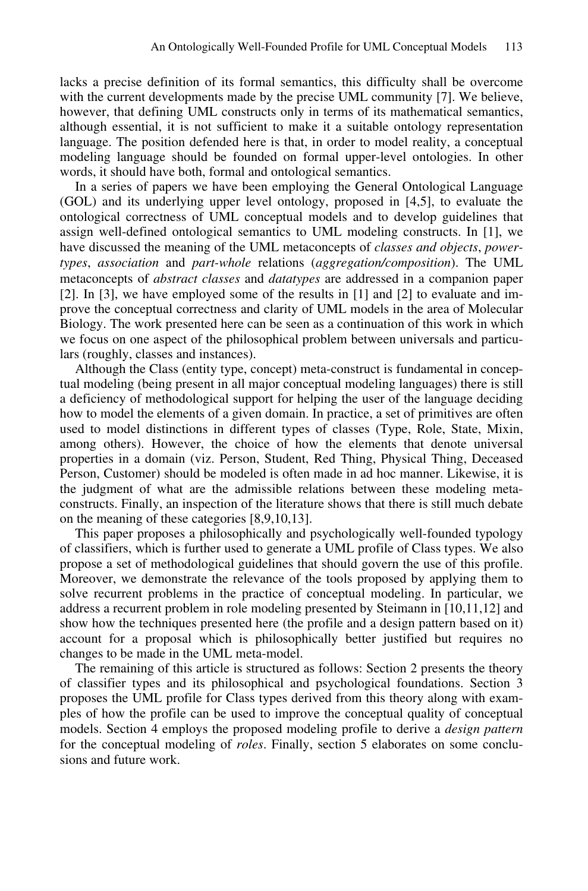lacks a precise definition of its formal semantics, this difficulty shall be overcome with the current developments made by the precise UML community [7]. We believe, however, that defining UML constructs only in terms of its mathematical semantics, although essential, it is not sufficient to make it a suitable ontology representation language. The position defended here is that, in order to model reality, a conceptual modeling language should be founded on formal upper-level ontologies. In other words, it should have both, formal and ontological semantics.

In a series of papers we have been employing the General Ontological Language (GOL) and its underlying upper level ontology, proposed in [4,5], to evaluate the ontological correctness of UML conceptual models and to develop guidelines that assign well-defined ontological semantics to UML modeling constructs. In [1], we have discussed the meaning of the UML metaconcepts of *classes and objects*, *powertypes*, *association* and *part-whole* relations (*aggregation/composition*). The UML metaconcepts of *abstract classes* and *datatypes* are addressed in a companion paper [2]. In [3], we have employed some of the results in [1] and [2] to evaluate and improve the conceptual correctness and clarity of UML models in the area of Molecular Biology. The work presented here can be seen as a continuation of this work in which we focus on one aspect of the philosophical problem between universals and particulars (roughly, classes and instances).

Although the Class (entity type, concept) meta-construct is fundamental in conceptual modeling (being present in all major conceptual modeling languages) there is still a deficiency of methodological support for helping the user of the language deciding how to model the elements of a given domain. In practice, a set of primitives are often used to model distinctions in different types of classes (Type, Role, State, Mixin, among others). However, the choice of how the elements that denote universal properties in a domain (viz. Person, Student, Red Thing, Physical Thing, Deceased Person, Customer) should be modeled is often made in ad hoc manner. Likewise, it is the judgment of what are the admissible relations between these modeling meta-constructs. Finally, an inspection of the literature shows that there is still much debate on the meaning of these categories [8,9,10,13].

This paper proposes a philosophically and psychologically well-founded typology of classifiers, which is further used to generate a UML profile of Class types. We also propose a set of methodological guidelines that should govern the use of this profile. Moreover, we demonstrate the relevance of the tools proposed by applying them to solve recurrent problems in the practice of conceptual modeling. In particular, we address a recurrent problem in role modeling presented by Steimann in [10,11,12] and show how the techniques presented here (the profile and a design pattern based on it) account for a proposal which is philosophically better justified but requires no changes to be made in the UML meta-model.

The remaining of this article is structured as follows: Section 2 presents the theory of classifier types and its philosophical and psychological foundations. Section 3 proposes the UML profile for Class types derived from this theory along with examples of how the profile can be used to improve the conceptual quality of conceptual models. Section 4 employs the proposed modeling profile to derive a *design pattern* for the conceptual modeling of *roles*. Finally, section 5 elaborates on some conclusions and future work.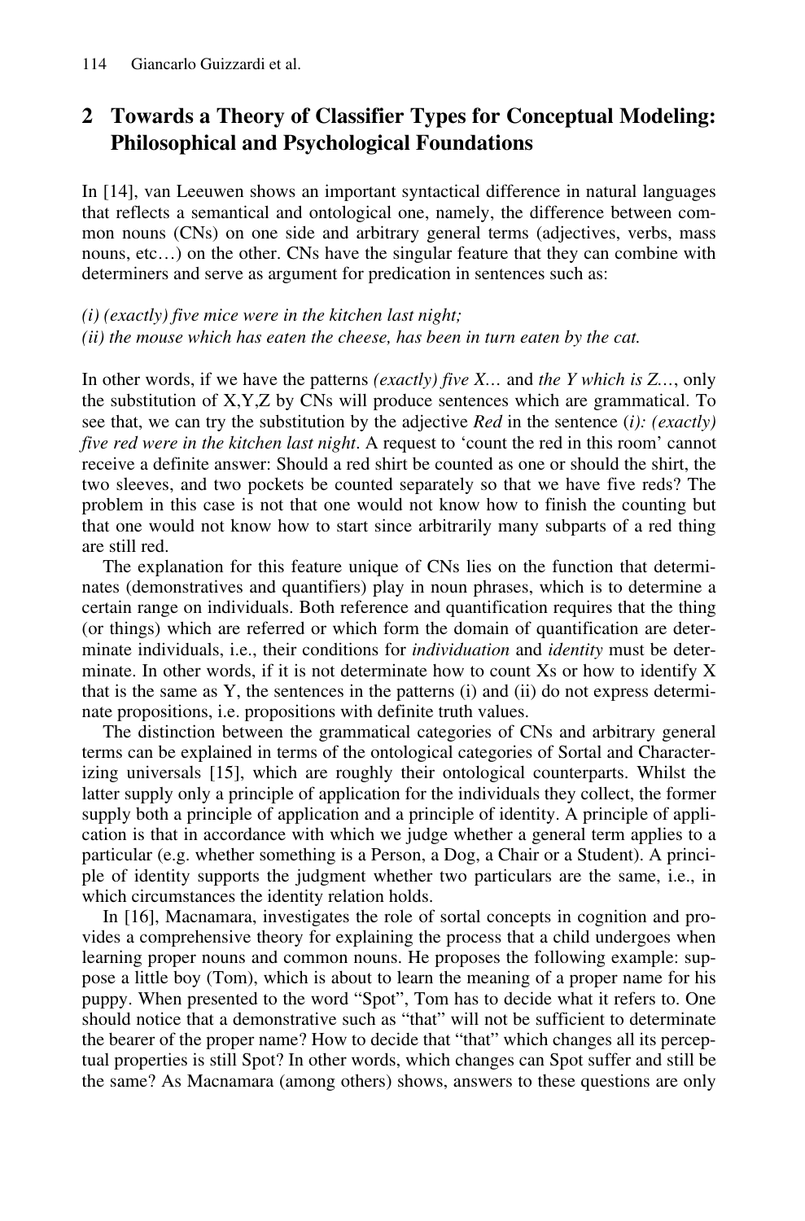## 2 Towards a Theory of Classifier Types for Conceptual Modeling: Philosophical and Psychological Foundations

In [14], van Leeuwen shows an important syntactical difference in natural languages that reflects a semantical and ontological one, namely, the difference between common nouns (CNs) on one side and arbitrary general terms (adjectives, verbs, mass nouns, etc…) on the other. CNs have the singular feature that they can combine with determiners and serve as argument for predication in sentences such as:

*(i) (exactly) five mice were in the kitchen last night;*
*(ii) the mouse which has eaten the cheese, has been in turn eaten by the cat.*

In other words, if we have the patterns *(exactly) five X…* and *the Y which is Z…*, only the substitution of X,Y,Z by CNs will produce sentences which are grammatical. To see that, we can try the substitution by the adjective *Red* in the sentence (*i*)*: (exactly) five red were in the kitchen last night*. A request to 'count the red in this room' cannot receive a definite answer: Should a red shirt be counted as one or should the shirt, the two sleeves, and two pockets be counted separately so that we have five reds? The problem in this case is not that one would not know how to finish the counting but that one would not know how to start since arbitrarily many subparts of a red thing are still red.

The explanation for this feature unique of CNs lies on the function that determinates (demonstratives and quantifiers) play in noun phrases, which is to determine a certain range on individuals. Both reference and quantification requires that the thing (or things) which are referred or which form the domain of quantification are determinate individuals, i.e., their conditions for *individuation* and *identity* must be determinate. In other words, if it is not determinate how to count Xs or how to identify X that is the same as Y, the sentences in the patterns (i) and (ii) do not express determinate propositions, i.e. propositions with definite truth values.

The distinction between the grammatical categories of CNs and arbitrary general terms can be explained in terms of the ontological categories of Sortal and Characterizing universals [15], which are roughly their ontological counterparts. Whilst the latter supply only a principle of application for the individuals they collect, the former supply both a principle of application and a principle of identity. A principle of application is that in accordance with which we judge whether a general term applies to a particular (e.g. whether something is a Person, a Dog, a Chair or a Student). A principle of identity supports the judgment whether two particulars are the same, i.e., in which circumstances the identity relation holds.

In [16], Macnamara, investigates the role of sortal concepts in cognition and provides a comprehensive theory for explaining the process that a child undergoes when learning proper nouns and common nouns. He proposes the following example: suppose a little boy (Tom), which is about to learn the meaning of a proper name for his puppy. When presented to the word "Spot", Tom has to decide what it refers to. One should notice that a demonstrative such as "that" will not be sufficient to determinate the bearer of the proper name? How to decide that "that" which changes all its perceptual properties is still Spot? In other words, which changes can Spot suffer and still be the same? As Macnamara (among others) shows, answers to these questions are only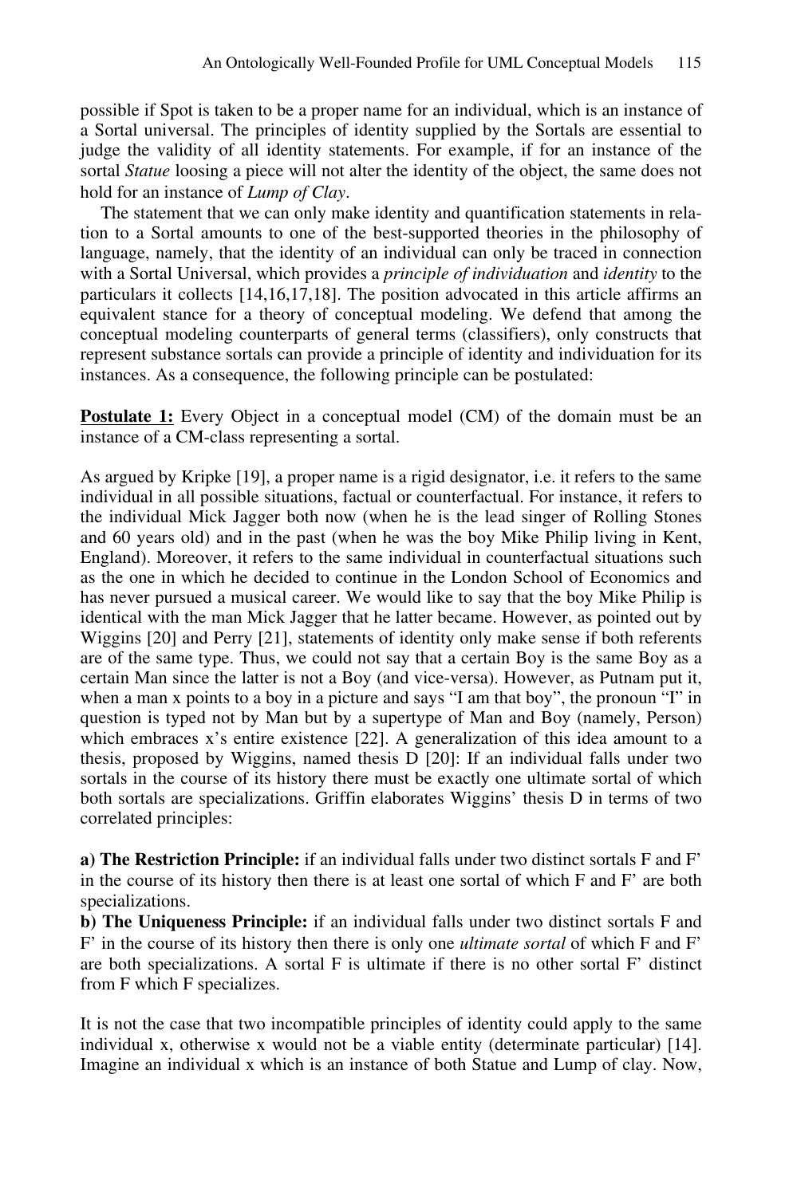possible if Spot is taken to be a proper name for an individual, which is an instance of a Sortal universal. The principles of identity supplied by the Sortals are essential to judge the validity of all identity statements. For example, if for an instance of the sortal *Statue* loosing a piece will not alter the identity of the object, the same does not hold for an instance of *Lump of Clay*.

The statement that we can only make identity and quantification statements in relation to a Sortal amounts to one of the best-supported theories in the philosophy of language, namely, that the identity of an individual can only be traced in connection with a Sortal Universal, which provides a *principle of individuation* and *identity* to the particulars it collects [14,16,17,18]. The position advocated in this article affirms an equivalent stance for a theory of conceptual modeling. We defend that among the conceptual modeling counterparts of general terms (classifiers), only constructs that represent substance sortals can provide a principle of identity and individuation for its instances. As a consequence, the following principle can be postulated:

**Postulate 1:** Every Object in a conceptual model (CM) of the domain must be an instance of a CM-class representing a sortal.

As argued by Kripke [19], a proper name is a rigid designator, i.e. it refers to the same individual in all possible situations, factual or counterfactual. For instance, it refers to the individual Mick Jagger both now (when he is the lead singer of Rolling Stones and 60 years old) and in the past (when he was the boy Mike Philip living in Kent, England). Moreover, it refers to the same individual in counterfactual situations such as the one in which he decided to continue in the London School of Economics and has never pursued a musical career. We would like to say that the boy Mike Philip is identical with the man Mick Jagger that he latter became. However, as pointed out by Wiggins [20] and Perry [21], statements of identity only make sense if both referents are of the same type. Thus, we could not say that a certain Boy is the same Boy as a certain Man since the latter is not a Boy (and vice-versa). However, as Putnam put it, when a man x points to a boy in a picture and says "I am that boy", the pronoun "I" in question is typed not by Man but by a supertype of Man and Boy (namely, Person) which embraces x's entire existence [22]. A generalization of this idea amount to a thesis, proposed by Wiggins, named thesis D [20]: If an individual falls under two sortals in the course of its history there must be exactly one ultimate sortal of which both sortals are specializations. Griffin elaborates Wiggins' thesis D in terms of two correlated principles:

**a) The Restriction Principle:** if an individual falls under two distinct sortals F and F' in the course of its history then there is at least one sortal of which F and F' are both specializations.

**b) The Uniqueness Principle:** if an individual falls under two distinct sortals F and F' in the course of its history then there is only one *ultimate sortal* of which F and F' are both specializations. A sortal F is ultimate if there is no other sortal F' distinct from F which F specializes.

It is not the case that two incompatible principles of identity could apply to the same individual x, otherwise x would not be a viable entity (determinate particular) [14]. Imagine an individual x which is an instance of both Statue and Lump of clay. Now,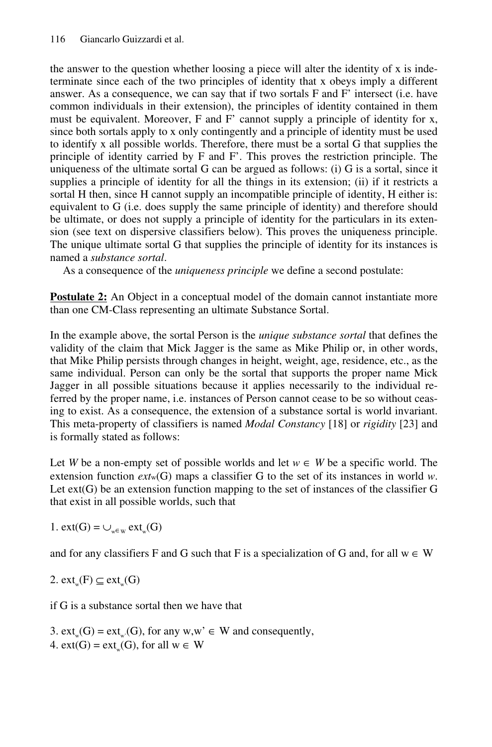the answer to the question whether loosing a piece will alter the identity of x is indeterminate since each of the two principles of identity that x obeys imply a different answer. As a consequence, we can say that if two sortals F and F' intersect (i.e. have common individuals in their extension), the principles of identity contained in them must be equivalent. Moreover, F and F' cannot supply a principle of identity for x, since both sortals apply to x only contingently and a principle of identity must be used to identify x all possible worlds. Therefore, there must be a sortal G that supplies the principle of identity carried by F and F'. This proves the restriction principle. The uniqueness of the ultimate sortal G can be argued as follows: (i) G is a sortal, since it supplies a principle of identity for all the things in its extension; (ii) if it restricts a sortal H then, since H cannot supply an incompatible principle of identity, H either is: equivalent to G (i.e. does supply the same principle of identity) and therefore should be ultimate, or does not supply a principle of identity for the particulars in its extension (see text on dispersive classifiers below). This proves the uniqueness principle. The unique ultimate sortal G that supplies the principle of identity for its instances is named a *substance sortal*.

As a consequence of the *uniqueness principle* we define a second postulate:

**Postulate 2:** An Object in a conceptual model of the domain cannot instantiate more than one CM-Class representing an ultimate Substance Sortal.

In the example above, the sortal Person is the *unique substance sortal* that defines the validity of the claim that Mick Jagger is the same as Mike Philip or, in other words, that Mike Philip persists through changes in height, weight, age, residence, etc., as the same individual. Person can only be the sortal that supports the proper name Mick Jagger in all possible situations because it applies necessarily to the individual referred by the proper name, i.e. instances of Person cannot cease to be so without ceasing to exist. As a consequence, the extension of a substance sortal is world invariant. This meta-property of classifiers is named *Modal Constancy* [18] or *rigidity* [23] and is formally stated as follows:

Let $W$ be a non-empty set of possible worlds and let $w \in W$ be a specific world. The extension function $ext_w(G)$ maps a classifier G to the set of its instances in world $w$. Let ext(G) be an extension function mapping to the set of instances of the classifier G that exist in all possible worlds, such that

1. $ext(G) = \cup_{w \in W} ext_w(G)$

and for any classifiers F and G such that F is a specialization of G and, for all $w \in W$

2. $ext_w(F) \subseteq ext_w(G)$

if G is a substance sortal then we have that

3. $ext_w(G) = ext_{w'}(G)$, for any $w,w' \in W$ and consequently,
4. $ext(G) = ext_w(G)$, for all $w \in W$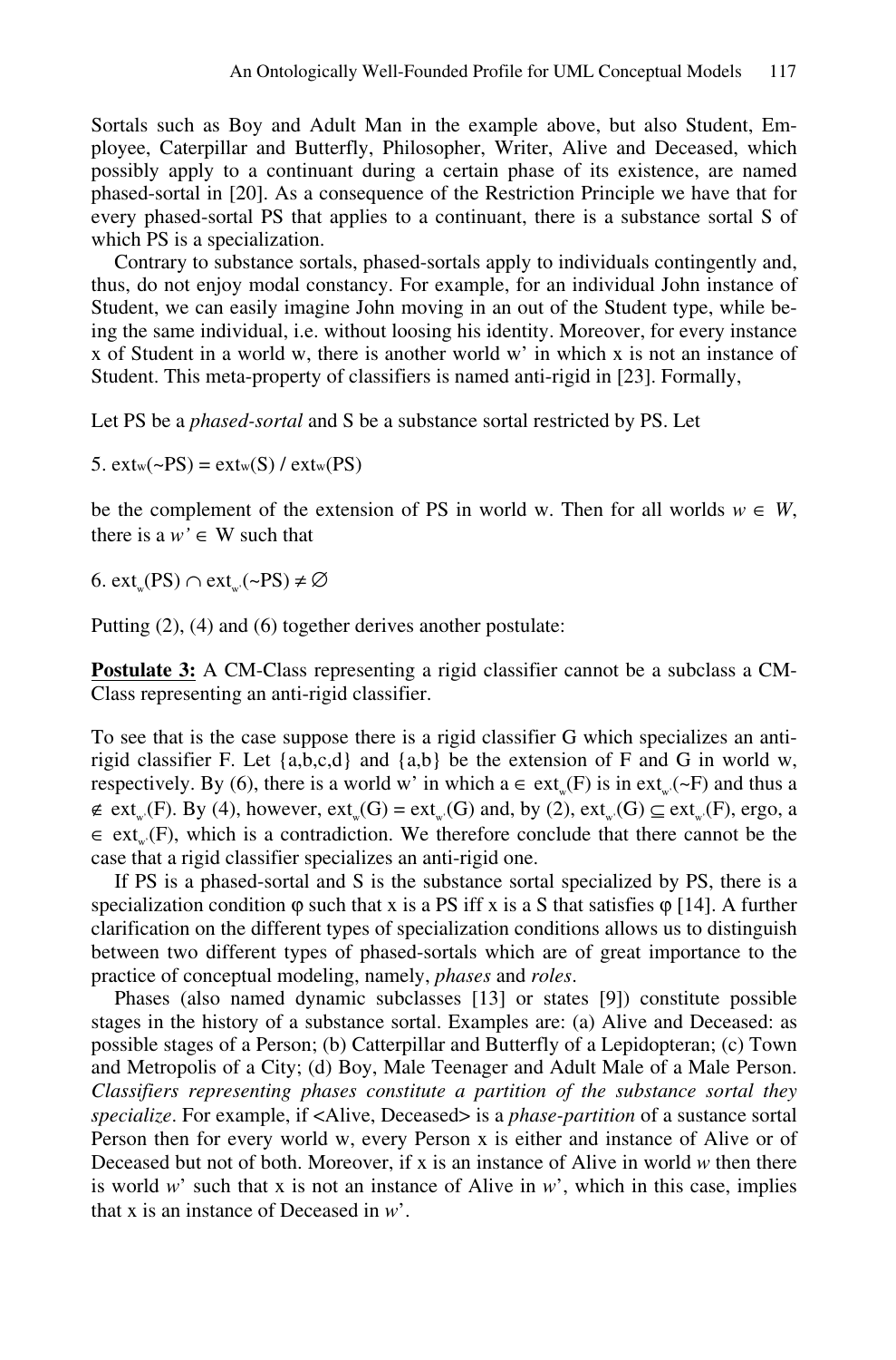Sortals such as Boy and Adult Man in the example above, but also Student, Employee, Caterpillar and Butterfly, Philosopher, Writer, Alive and Deceased, which possibly apply to a continuant during a certain phase of its existence, are named phased-sortal in [20]. As a consequence of the Restriction Principle we have that for every phased-sortal PS that applies to a continuant, there is a substance sortal S of which PS is a specialization.

Contrary to substance sortals, phased-sortals apply to individuals contingently and, thus, do not enjoy modal constancy. For example, for an individual John instance of Student, we can easily imagine John moving in an out of the Student type, while being the same individual, i.e. without loosing his identity. Moreover, for every instance x of Student in a world w, there is another world w' in which x is not an instance of Student. This meta-property of classifiers is named anti-rigid in [23]. Formally,

Let PS be a *phased-sortal* and S be a substance sortal restricted by PS. Let

5. $ext_w(\sim PS) = ext_w(S) / ext_w(PS)$

be the complement of the extension of PS in world w. Then for all worlds $w \in W$, there is a $w' \in W$ such that

6. $ext_w(PS) \cap ext_{w'}(\sim PS) \neq \varnothing$

Putting (2), (4) and (6) together derives another postulate:

**Postulate 3:** A CM-Class representing a rigid classifier cannot be a subclass a CM-Class representing an anti-rigid classifier.

To see that is the case suppose there is a rigid classifier G which specializes an anti-rigid classifier F. Let {a,b,c,d} and {a,b} be the extension of F and G in world w, respectively. By (6), there is a world w' in which $a \in ext_w(F)$ is in $ext_{w'}(\sim F)$ and thus $a \notin ext_{w'}(F)$. By (4), however, $ext_w(G) = ext_{w'}(G)$ and, by (2), $ext_{w'}(G) \subseteq ext_{w'}(F)$, ergo, $a \in ext_{w'}(F)$, which is a contradiction. We therefore conclude that there cannot be the case that a rigid classifier specializes an anti-rigid one.

If PS is a phased-sortal and S is the substance sortal specialized by PS, there is a specialization condition φ such that x is a PS iff x is a S that satisfies φ [14]. A further clarification on the different types of specialization conditions allows us to distinguish between two different types of phased-sortals which are of great importance to the practice of conceptual modeling, namely, *phases* and *roles*.

Phases (also named dynamic subclasses [13] or states [9]) constitute possible stages in the history of a substance sortal. Examples are: (a) Alive and Deceased: as possible stages of a Person; (b) Catterpillar and Butterfly of a Lepidopteran; (c) Town and Metropolis of a City; (d) Boy, Male Teenager and Adult Male of a Male Person. *Classifiers representing phases constitute a partition of the substance sortal they specialize*. For example, if <Alive, Deceased> is a *phase-partition* of a sustance sortal Person then for every world w, every Person x is either and instance of Alive or of Deceased but not of both. Moreover, if x is an instance of Alive in world *w* then there is world *w*' such that x is not an instance of Alive in *w*', which in this case, implies that x is an instance of Deceased in *w*'.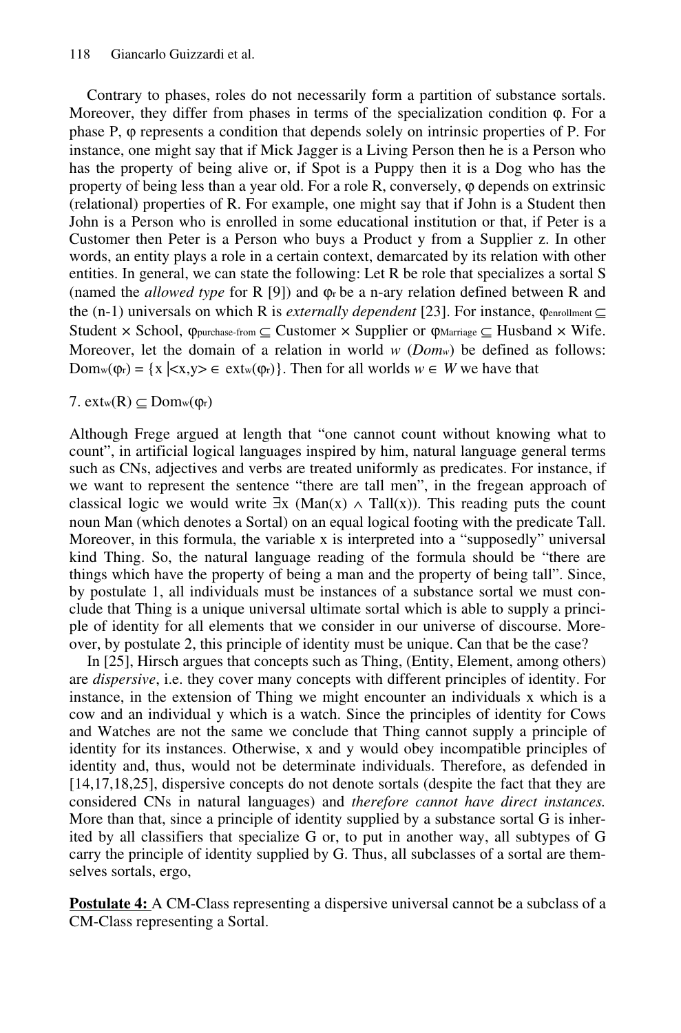Contrary to phases, roles do not necessarily form a partition of substance sortals. Moreover, they differ from phases in terms of the specialization condition φ. For a phase P, φ represents a condition that depends solely on intrinsic properties of P. For instance, one might say that if Mick Jagger is a Living Person then he is a Person who has the property of being alive or, if Spot is a Puppy then it is a Dog who has the property of being less than a year old. For a role R, conversely, φ depends on extrinsic (relational) properties of R. For example, one might say that if John is a Student then John is a Person who is enrolled in some educational institution or that, if Peter is a Customer then Peter is a Person who buys a Product y from a Supplier z. In other words, an entity plays a role in a certain context, demarcated by its relation with other entities. In general, we can state the following: Let R be role that specializes a sortal S (named the *allowed type* for R [9]) and $\varphi_r$ be a n-ary relation defined between R and the (n-1) universals on which R is *externally dependent* [23]. For instance, $\varphi_{enrollment} \subseteq$ Student × School, $\varphi_{purchase\text{-}from} \subseteq$ Customer × Supplier or $\varphi_{Marriage} \subseteq$ Husband × Wife. Moreover, let the domain of a relation in world $w$ ($Dom_w$) be defined as follows: $Dom_w(\varphi_r) = \{x \mid \langle x,y \rangle \in ext_w(\varphi_r)\}$. Then for all worlds $w \in W$ we have that

7. $ext_w(R) \subseteq Dom_w(\varphi_r)$

Although Frege argued at length that "one cannot count without knowing what to count", in artificial logical languages inspired by him, natural language general terms such as CNs, adjectives and verbs are treated uniformly as predicates. For instance, if we want to represent the sentence "there are tall men", in the fregean approach of classical logic we would write $\exists x\ (Man(x) \wedge Tall(x))$. This reading puts the count noun Man (which denotes a Sortal) on an equal logical footing with the predicate Tall. Moreover, in this formula, the variable x is interpreted into a "supposedly" universal kind Thing. So, the natural language reading of the formula should be "there are things which have the property of being a man and the property of being tall". Since, by postulate 1, all individuals must be instances of a substance sortal we must conclude that Thing is a unique universal ultimate sortal which is able to supply a principle of identity for all elements that we consider in our universe of discourse. Moreover, by postulate 2, this principle of identity must be unique. Can that be the case?

In [25], Hirsch argues that concepts such as Thing, (Entity, Element, among others) are *dispersive*, i.e. they cover many concepts with different principles of identity. For instance, in the extension of Thing we might encounter an individuals x which is a cow and an individual y which is a watch. Since the principles of identity for Cows and Watches are not the same we conclude that Thing cannot supply a principle of identity for its instances. Otherwise, x and y would obey incompatible principles of identity and, thus, would not be determinate individuals. Therefore, as defended in [14,17,18,25], dispersive concepts do not denote sortals (despite the fact that they are considered CNs in natural languages) and *therefore cannot have direct instances.* More than that, since a principle of identity supplied by a substance sortal G is inherited by all classifiers that specialize G or, to put in another way, all subtypes of G carry the principle of identity supplied by G. Thus, all subclasses of a sortal are themselves sortals, ergo,

**Postulate 4:** A CM-Class representing a dispersive universal cannot be a subclass of a CM-Class representing a Sortal.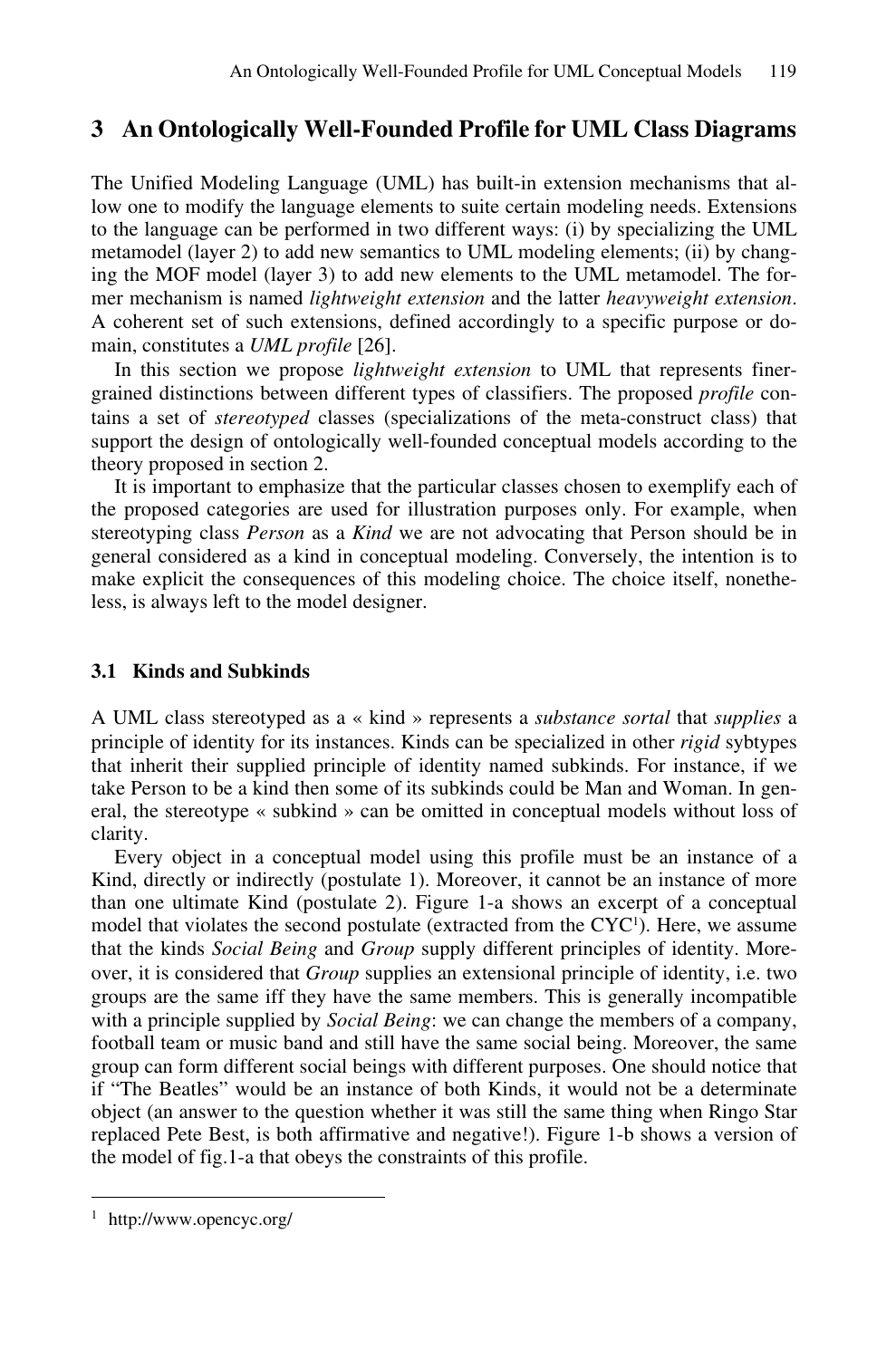## 3 An Ontologically Well-Founded Profile for UML Class Diagrams

The Unified Modeling Language (UML) has built-in extension mechanisms that allow one to modify the language elements to suite certain modeling needs. Extensions to the language can be performed in two different ways: (i) by specializing the UML metamodel (layer 2) to add new semantics to UML modeling elements; (ii) by changing the MOF model (layer 3) to add new elements to the UML metamodel. The former mechanism is named *lightweight extension* and the latter *heavyweight extension*. A coherent set of such extensions, defined accordingly to a specific purpose or domain, constitutes a *UML profile* [26].

In this section we propose *lightweight extension* to UML that represents finer-grained distinctions between different types of classifiers. The proposed *profile* contains a set of *stereotyped* classes (specializations of the meta-construct class) that support the design of ontologically well-founded conceptual models according to the theory proposed in section 2.

It is important to emphasize that the particular classes chosen to exemplify each of the proposed categories are used for illustration purposes only. For example, when stereotyping class *Person* as a *Kind* we are not advocating that Person should be in general considered as a kind in conceptual modeling. Conversely, the intention is to make explicit the consequences of this modeling choice. The choice itself, nonetheless, is always left to the model designer.

### 3.1 Kinds and Subkinds

A UML class stereotyped as a « kind » represents a *substance sortal* that *supplies* a principle of identity for its instances. Kinds can be specialized in other *rigid* sybtypes that inherit their supplied principle of identity named subkinds. For instance, if we take Person to be a kind then some of its subkinds could be Man and Woman. In general, the stereotype « subkind » can be omitted in conceptual models without loss of clarity.

Every object in a conceptual model using this profile must be an instance of a Kind, directly or indirectly (postulate 1). Moreover, it cannot be an instance of more than one ultimate Kind (postulate 2). Figure 1-a shows an excerpt of a conceptual model that violates the second postulate (extracted from the CYC[1]). Here, we assume that the kinds *Social Being* and *Group* supply different principles of identity. Moreover, it is considered that *Group* supplies an extensional principle of identity, i.e. two groups are the same iff they have the same members. This is generally incompatible with a principle supplied by *Social Being*: we can change the members of a company, football team or music band and still have the same social being. Moreover, the same group can form different social beings with different purposes. One should notice that if "The Beatles" would be an instance of both Kinds, it would not be a determinate object (an answer to the question whether it was still the same thing when Ringo Star replaced Pete Best, is both affirmative and negative!). Figure 1-b shows a version of the model of fig.1-a that obeys the constraints of this profile.

---

[1] http://www.opencyc.org/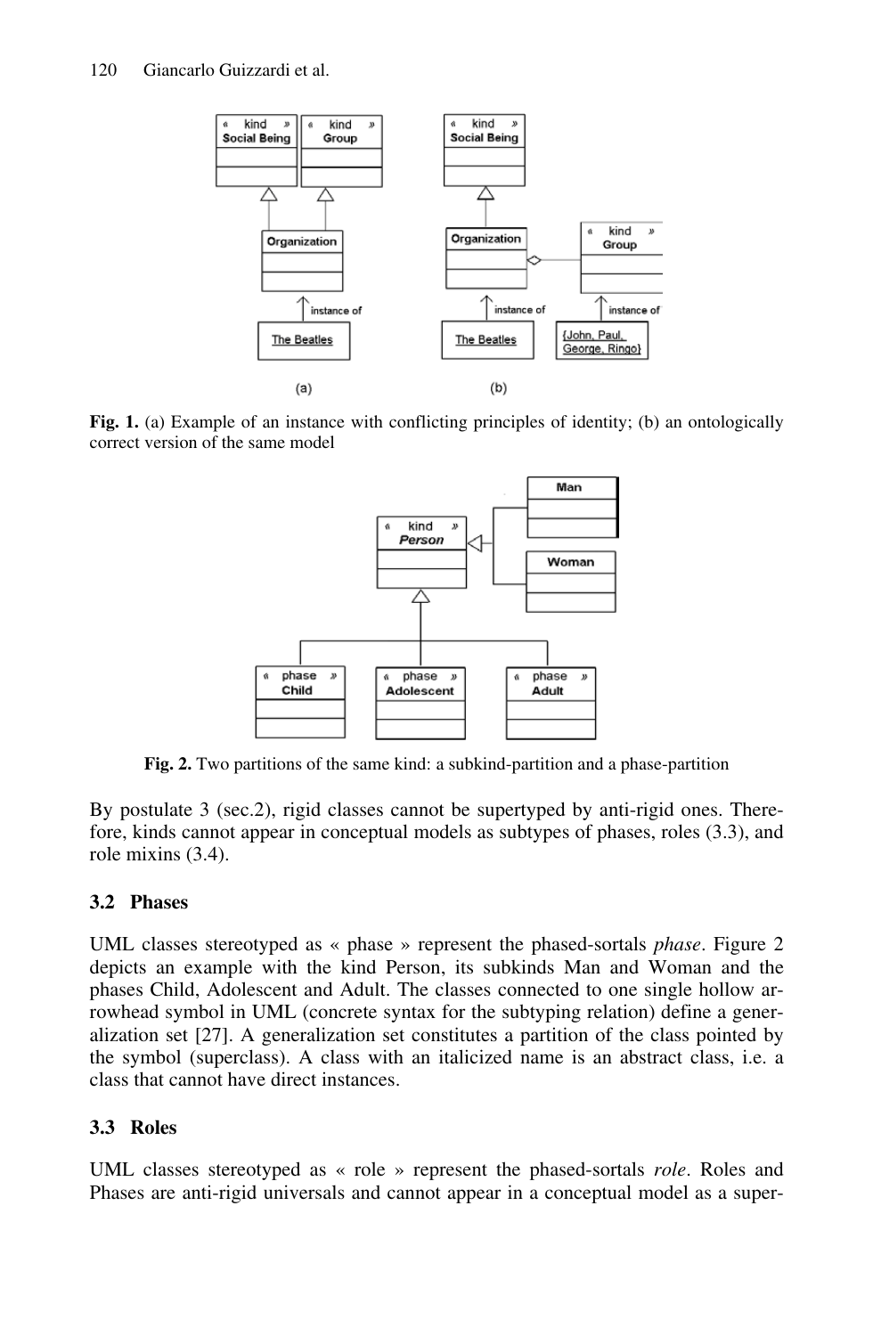**Fig. 1.** (a) Example of an instance with conflicting principles of identity; (b) an ontologically correct version of the same model

**Fig. 2.** Two partitions of the same kind: a subkind-partition and a phase-partition

By postulate 3 (sec.2), rigid classes cannot be supertyped by anti-rigid ones. Therefore, kinds cannot appear in conceptual models as subtypes of phases, roles (3.3), and role mixins (3.4).

### 3.2 Phases

UML classes stereotyped as « phase » represent the phased-sortals *phase*. Figure 2 depicts an example with the kind Person, its subkinds Man and Woman and the phases Child, Adolescent and Adult. The classes connected to one single hollow arrowhead symbol in UML (concrete syntax for the subtyping relation) define a generalization set [27]. A generalization set constitutes a partition of the class pointed by the symbol (superclass). A class with an italicized name is an abstract class, i.e. a class that cannot have direct instances.

### 3.3 Roles

UML classes stereotyped as « role » represent the phased-sortals *role*. Roles and Phases are anti-rigid universals and cannot appear in a conceptual model as a super-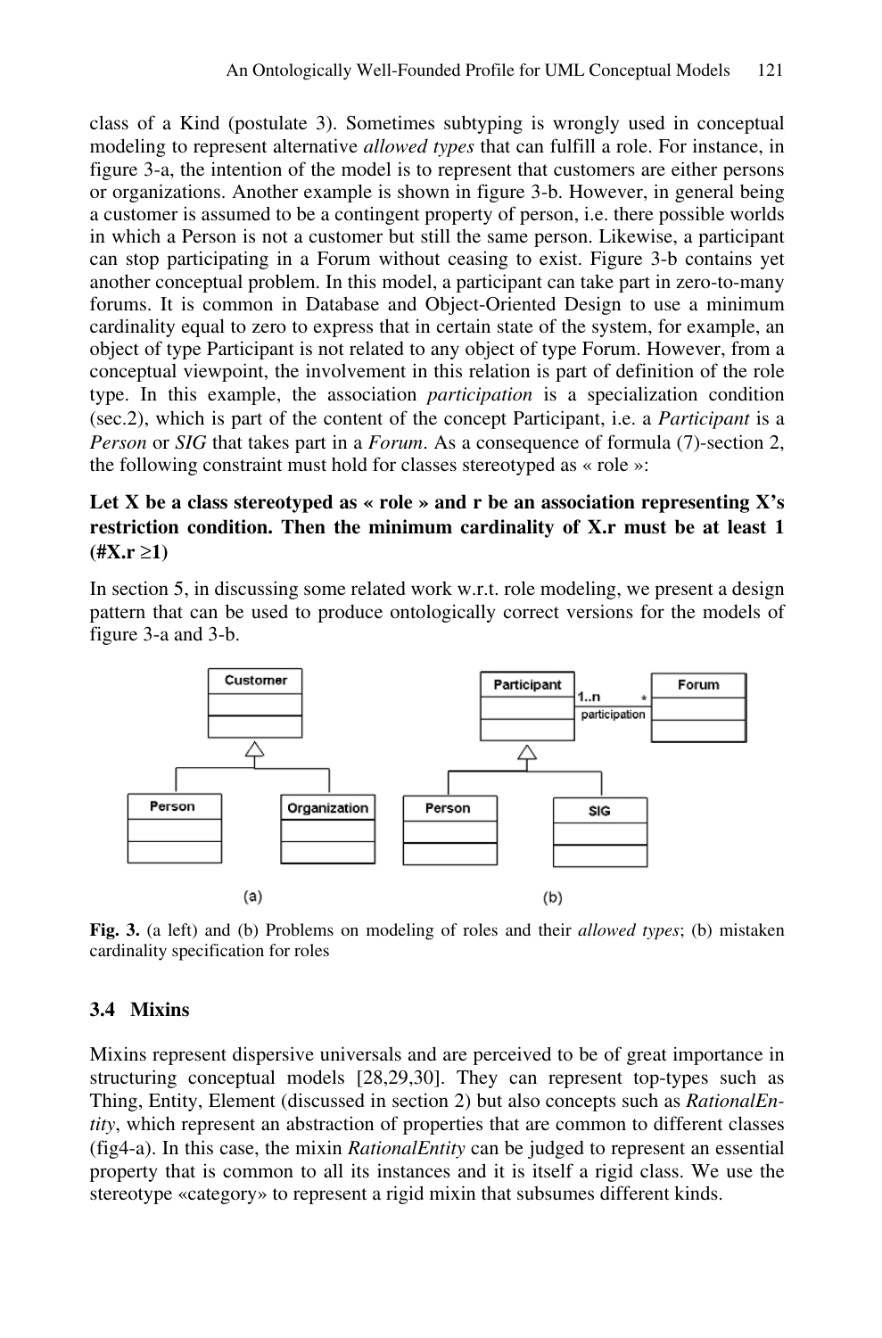class of a Kind (postulate 3). Sometimes subtyping is wrongly used in conceptual modeling to represent alternative *allowed types* that can fulfill a role. For instance, in figure 3-a, the intention of the model is to represent that customers are either persons or organizations. Another example is shown in figure 3-b. However, in general being a customer is assumed to be a contingent property of person, i.e. there possible worlds in which a Person is not a customer but still the same person. Likewise, a participant can stop participating in a Forum without ceasing to exist. Figure 3-b contains yet another conceptual problem. In this model, a participant can take part in zero-to-many forums. It is common in Database and Object-Oriented Design to use a minimum cardinality equal to zero to express that in certain state of the system, for example, an object of type Participant is not related to any object of type Forum. However, from a conceptual viewpoint, the involvement in this relation is part of definition of the role type. In this example, the association *participation* is a specialization condition (sec.2), which is part of the content of the concept Participant, i.e. a *Participant* is a *Person* or *SIG* that takes part in a *Forum*. As a consequence of formula (7)-section 2, the following constraint must hold for classes stereotyped as « role »:

**Let X be a class stereotyped as « role » and r be an association representing X's restriction condition. Then the minimum cardinality of X.r must be at least 1 (#X.r ≥1)**

In section 5, in discussing some related work w.r.t. role modeling, we present a design pattern that can be used to produce ontologically correct versions for the models of figure 3-a and 3-b.

**Fig. 3.** (a left) and (b) Problems on modeling of roles and their *allowed types*; (b) mistaken cardinality specification for roles

### 3.4 Mixins

Mixins represent dispersive universals and are perceived to be of great importance in structuring conceptual models [28,29,30]. They can represent top-types such as Thing, Entity, Element (discussed in section 2) but also concepts such as *RationalEntity*, which represent an abstraction of properties that are common to different classes (fig4-a). In this case, the mixin *RationalEntity* can be judged to represent an essential property that is common to all its instances and it is itself a rigid class. We use the stereotype «category» to represent a rigid mixin that subsumes different kinds.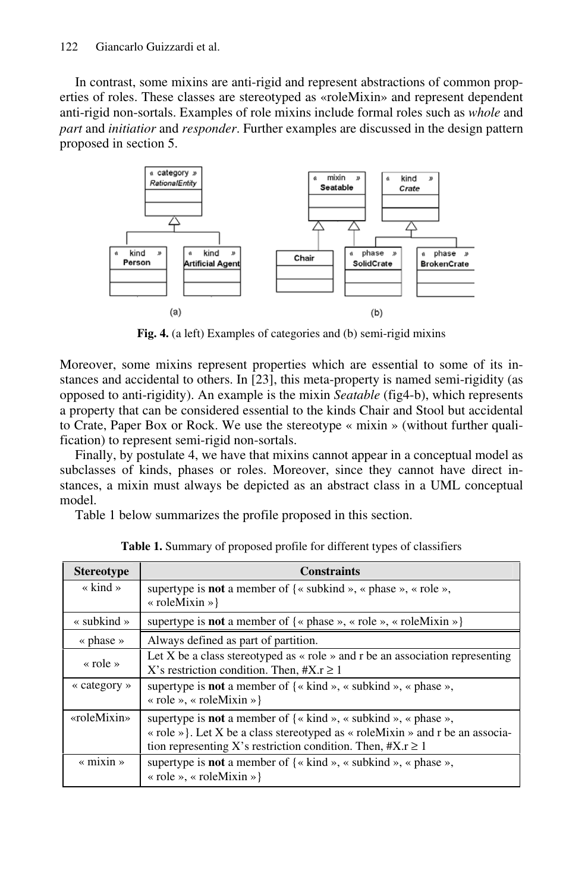In contrast, some mixins are anti-rigid and represent abstractions of common properties of roles. These classes are stereotyped as «roleMixin» and represent dependent anti-rigid non-sortals. Examples of role mixins include formal roles such as *whole* and *part* and *initiatior* and *responder*. Further examples are discussed in the design pattern proposed in section 5.

**Fig. 4.** (a left) Examples of categories and (b) semi-rigid mixins

Moreover, some mixins represent properties which are essential to some of its instances and accidental to others. In [23], this meta-property is named semi-rigidity (as opposed to anti-rigidity). An example is the mixin *Seatable* (fig4-b), which represents a property that can be considered essential to the kinds Chair and Stool but accidental to Crate, Paper Box or Rock. We use the stereotype « mixin » (without further qualification) to represent semi-rigid non-sortals.

Finally, by postulate 4, we have that mixins cannot appear in a conceptual model as subclasses of kinds, phases or roles. Moreover, since they cannot have direct instances, a mixin must always be depicted as an abstract class in a UML conceptual model.

Table 1 below summarizes the profile proposed in this section.

**Table 1.** Summary of proposed profile for different types of classifiers

| Stereotype | Constraints |
|---|---|
| « kind » | supertype is **not** a member of {« subkind », « phase », « role », « roleMixin »} |
| « subkind » | supertype is **not** a member of {« phase », « role », « roleMixin »} |
| « phase » | Always defined as part of partition. |
| « role » | Let X be a class stereotyped as « role » and r be an association representing X's restriction condition. Then, $\#X.r \geq 1$ |
| « category » | supertype is **not** a member of {« kind », « subkind », « phase », « role », « roleMixin »} |
| «roleMixin» | supertype is **not** a member of {« kind », « subkind », « phase », « role »}. Let X be a class stereotyped as « roleMixin » and r be an association representing X's restriction condition. Then, $\#X.r \geq 1$ |
| « mixin » | supertype is **not** a member of {« kind », « subkind », « phase », « role », « roleMixin »} |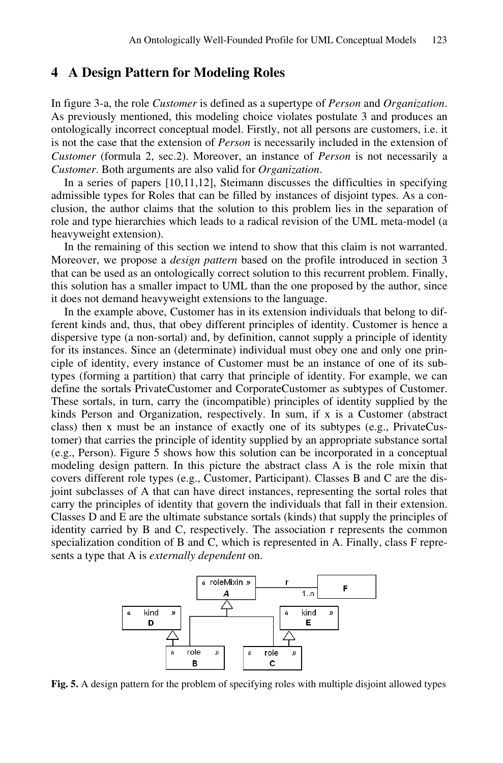## 4 A Design Pattern for Modeling Roles

In figure 3-a, the role *Customer* is defined as a supertype of *Person* and *Organization*. As previously mentioned, this modeling choice violates postulate 3 and produces an ontologically incorrect conceptual model. Firstly, not all persons are customers, i.e. it is not the case that the extension of *Person* is necessarily included in the extension of *Customer* (formula 2, sec.2). Moreover, an instance of *Person* is not necessarily a *Customer*. Both arguments are also valid for *Organization*.

In a series of papers [10,11,12], Steimann discusses the difficulties in specifying admissible types for Roles that can be filled by instances of disjoint types. As a conclusion, the author claims that the solution to this problem lies in the separation of role and type hierarchies which leads to a radical revision of the UML meta-model (a heavyweight extension).

In the remaining of this section we intend to show that this claim is not warranted. Moreover, we propose a *design pattern* based on the profile introduced in section 3 that can be used as an ontologically correct solution to this recurrent problem. Finally, this solution has a smaller impact to UML than the one proposed by the author, since it does not demand heavyweight extensions to the language.

In the example above, Customer has in its extension individuals that belong to different kinds and, thus, that obey different principles of identity. Customer is hence a dispersive type (a non-sortal) and, by definition, cannot supply a principle of identity for its instances. Since an (determinate) individual must obey one and only one principle of identity, every instance of Customer must be an instance of one of its subtypes (forming a partition) that carry that principle of identity. For example, we can define the sortals PrivateCustomer and CorporateCustomer as subtypes of Customer. These sortals, in turn, carry the (incompatible) principles of identity supplied by the kinds Person and Organization, respectively. In sum, if x is a Customer (abstract class) then x must be an instance of exactly one of its subtypes (e.g., PrivateCustomer) that carries the principle of identity supplied by an appropriate substance sortal (e.g., Person). Figure 5 shows how this solution can be incorporated in a conceptual modeling design pattern. In this picture the abstract class A is the role mixin that covers different role types (e.g., Customer, Participant). Classes B and C are the disjoint subclasses of A that can have direct instances, representing the sortal roles that carry the principles of identity that govern the individuals that fall in their extension. Classes D and E are the ultimate substance sortals (kinds) that supply the principles of identity carried by B and C, respectively. The association r represents the common specialization condition of B and C, which is represented in A. Finally, class F represents a type that A is *externally dependent* on.

« roleMixin »
A
r
1..n
F
« kind »
D
« kind »
E
« role »
B
« role »
C

**Fig. 5.** A design pattern for the problem of specifying roles with multiple disjoint allowed types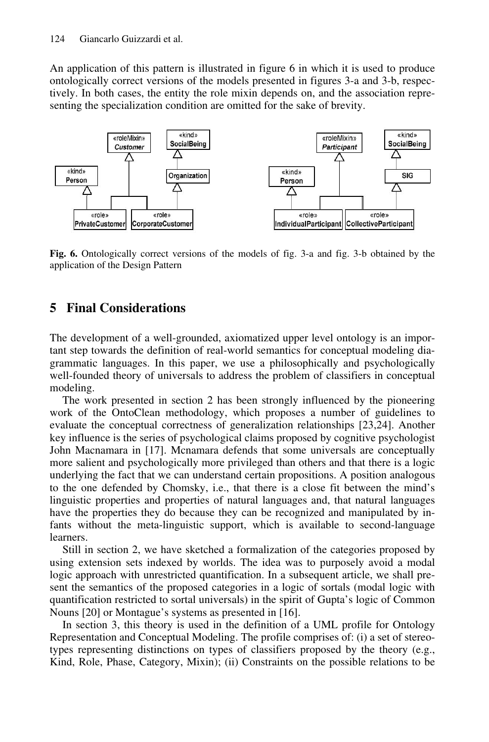An application of this pattern is illustrated in figure 6 in which it is used to produce ontologically correct versions of the models presented in figures 3-a and 3-b, respectively. In both cases, the entity the role mixin depends on, and the association representing the specialization condition are omitted for the sake of brevity.

**Fig. 6.** Ontologically correct versions of the models of fig. 3-a and fig. 3-b obtained by the application of the Design Pattern

## 5 Final Considerations

The development of a well-grounded, axiomatized upper level ontology is an important step towards the definition of real-world semantics for conceptual modeling diagrammatic languages. In this paper, we use a philosophically and psychologically well-founded theory of universals to address the problem of classifiers in conceptual modeling.

The work presented in section 2 has been strongly influenced by the pioneering work of the OntoClean methodology, which proposes a number of guidelines to evaluate the conceptual correctness of generalization relationships [23,24]. Another key influence is the series of psychological claims proposed by cognitive psychologist John Macnamara in [17]. Mcnamara defends that some universals are conceptually more salient and psychologically more privileged than others and that there is a logic underlying the fact that we can understand certain propositions. A position analogous to the one defended by Chomsky, i.e., that there is a close fit between the mind's linguistic properties and properties of natural languages and, that natural languages have the properties they do because they can be recognized and manipulated by infants without the meta-linguistic support, which is available to second-language learners.

Still in section 2, we have sketched a formalization of the categories proposed by using extension sets indexed by worlds. The idea was to purposely avoid a modal logic approach with unrestricted quantification. In a subsequent article, we shall present the semantics of the proposed categories in a logic of sortals (modal logic with quantification restricted to sortal universals) in the spirit of Gupta's logic of Common Nouns [20] or Montague's systems as presented in [16].

In section 3, this theory is used in the definition of a UML profile for Ontology Representation and Conceptual Modeling. The profile comprises of: (i) a set of stereotypes representing distinctions on types of classifiers proposed by the theory (e.g., Kind, Role, Phase, Category, Mixin); (ii) Constraints on the possible relations to be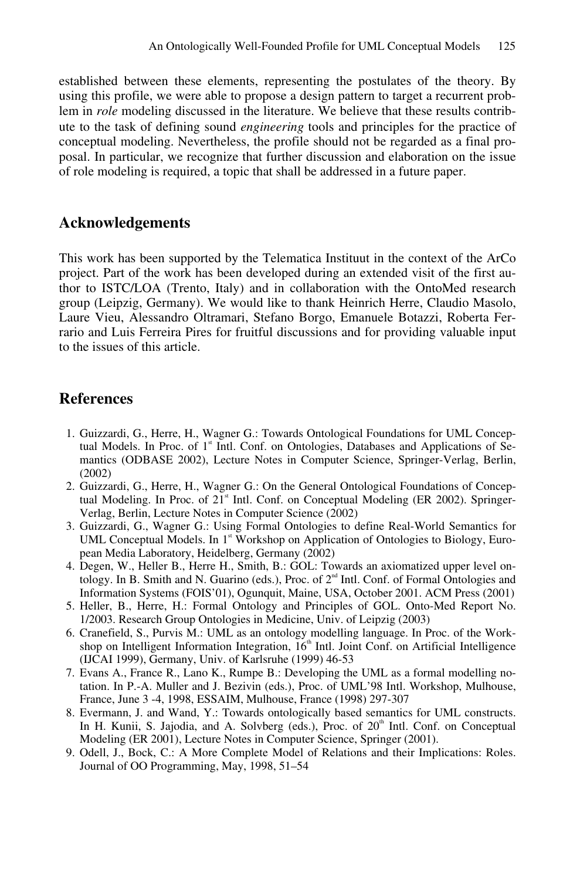established between these elements, representing the postulates of the theory. By using this profile, we were able to propose a design pattern to target a recurrent problem in *role* modeling discussed in the literature. We believe that these results contribute to the task of defining sound *engineering* tools and principles for the practice of conceptual modeling. Nevertheless, the profile should not be regarded as a final proposal. In particular, we recognize that further discussion and elaboration on the issue of role modeling is required, a topic that shall be addressed in a future paper.

## Acknowledgements

This work has been supported by the Telematica Instituut in the context of the ArCo project. Part of the work has been developed during an extended visit of the first author to ISTC/LOA (Trento, Italy) and in collaboration with the OntoMed research group (Leipzig, Germany). We would like to thank Heinrich Herre, Claudio Masolo, Laure Vieu, Alessandro Oltramari, Stefano Borgo, Emanuele Botazzi, Roberta Ferrario and Luis Ferreira Pires for fruitful discussions and for providing valuable input to the issues of this article.

## References

1. Guizzardi, G., Herre, H., Wagner G.: Towards Ontological Foundations for UML Conceptual Models. In Proc. of 1st Intl. Conf. on Ontologies, Databases and Applications of Semantics (ODBASE 2002), Lecture Notes in Computer Science, Springer-Verlag, Berlin, (2002)
2. Guizzardi, G., Herre, H., Wagner G.: On the General Ontological Foundations of Conceptual Modeling. In Proc. of 21st Intl. Conf. on Conceptual Modeling (ER 2002). Springer-Verlag, Berlin, Lecture Notes in Computer Science (2002)
3. Guizzardi, G., Wagner G.: Using Formal Ontologies to define Real-World Semantics for UML Conceptual Models. In 1st Workshop on Application of Ontologies to Biology, European Media Laboratory, Heidelberg, Germany (2002)
4. Degen, W., Heller B., Herre H., Smith, B.: GOL: Towards an axiomatized upper level ontology. In B. Smith and N. Guarino (eds.), Proc. of 2nd Intl. Conf. of Formal Ontologies and Information Systems (FOIS'01), Ogunquit, Maine, USA, October 2001. ACM Press (2001)
5. Heller, B., Herre, H.: Formal Ontology and Principles of GOL. Onto-Med Report No. 1/2003. Research Group Ontologies in Medicine, Univ. of Leipzig (2003)
6. Cranefield, S., Purvis M.: UML as an ontology modelling language. In Proc. of the Workshop on Intelligent Information Integration, 16th Intl. Joint Conf. on Artificial Intelligence (IJCAI 1999), Germany, Univ. of Karlsruhe (1999) 46-53
7. Evans A., France R., Lano K., Rumpe B.: Developing the UML as a formal modelling notation. In P.-A. Muller and J. Bezivin (eds.), Proc. of UML'98 Intl. Workshop, Mulhouse, France, June 3 -4, 1998, ESSAIM, Mulhouse, France (1998) 297-307
8. Evermann, J. and Wand, Y.: Towards ontologically based semantics for UML constructs. In H. Kunii, S. Jajodia, and A. Solvberg (eds.), Proc. of 20th Intl. Conf. on Conceptual Modeling (ER 2001), Lecture Notes in Computer Science, Springer (2001).
9. Odell, J., Bock, C.: A More Complete Model of Relations and their Implications: Roles. Journal of OO Programming, May, 1998, 51–54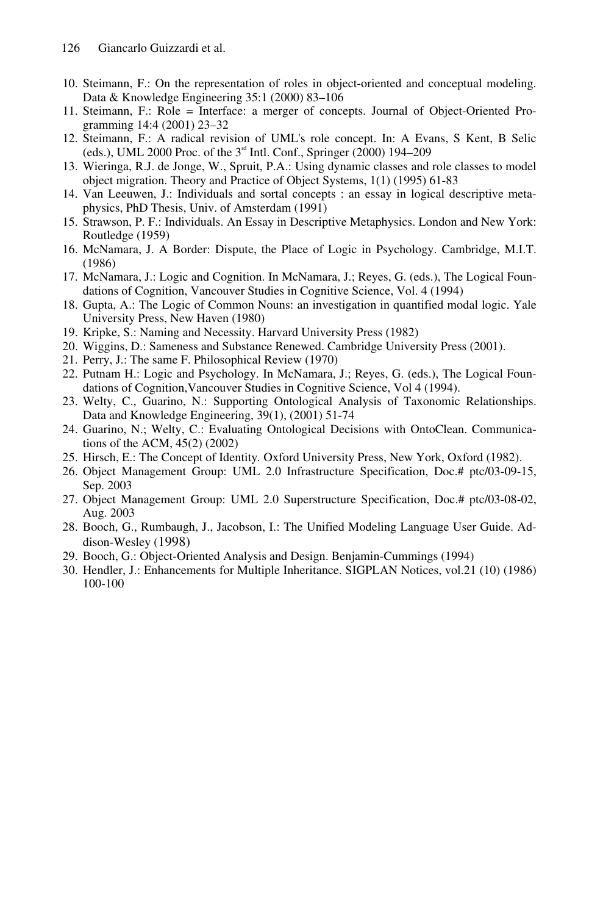10. Steimann, F.: On the representation of roles in object-oriented and conceptual modeling. Data & Knowledge Engineering 35:1 (2000) 83–106
11. Steimann, F.: Role = Interface: a merger of concepts. Journal of Object-Oriented Programming 14:4 (2001) 23–32
12. Steimann, F.: A radical revision of UML's role concept. In: A Evans, S Kent, B Selic (eds.), UML 2000 Proc. of the 3rd Intl. Conf., Springer (2000) 194–209
13. Wieringa, R.J. de Jonge, W., Spruit, P.A.: Using dynamic classes and role classes to model object migration. Theory and Practice of Object Systems, 1(1) (1995) 61-83
14. Van Leeuwen, J.: Individuals and sortal concepts : an essay in logical descriptive metaphysics, PhD Thesis, Univ. of Amsterdam (1991)
15. Strawson, P. F.: Individuals. An Essay in Descriptive Metaphysics. London and New York: Routledge (1959)
16. McNamara, J. A Border: Dispute, the Place of Logic in Psychology. Cambridge, M.I.T. (1986)
17. McNamara, J.: Logic and Cognition. In McNamara, J.; Reyes, G. (eds.), The Logical Foundations of Cognition, Vancouver Studies in Cognitive Science, Vol. 4 (1994)
18. Gupta, A.: The Logic of Common Nouns: an investigation in quantified modal logic. Yale University Press, New Haven (1980)
19. Kripke, S.: Naming and Necessity. Harvard University Press (1982)
20. Wiggins, D.: Sameness and Substance Renewed. Cambridge University Press (2001).
21. Perry, J.: The same F. Philosophical Review (1970)
22. Putnam H.: Logic and Psychology. In McNamara, J.; Reyes, G. (eds.), The Logical Foundations of Cognition,Vancouver Studies in Cognitive Science, Vol 4 (1994).
23. Welty, C., Guarino, N.: Supporting Ontological Analysis of Taxonomic Relationships. Data and Knowledge Engineering, 39(1), (2001) 51-74
24. Guarino, N.; Welty, C.: Evaluating Ontological Decisions with OntoClean. Communications of the ACM, 45(2) (2002)
25. Hirsch, E.: The Concept of Identity. Oxford University Press, New York, Oxford (1982).
26. Object Management Group: UML 2.0 Infrastructure Specification, Doc.# ptc/03-09-15, Sep. 2003
27. Object Management Group: UML 2.0 Superstructure Specification, Doc.# ptc/03-08-02, Aug. 2003
28. Booch, G., Rumbaugh, J., Jacobson, I.: The Unified Modeling Language User Guide. Addison-Wesley (1998)
29. Booch, G.: Object-Oriented Analysis and Design. Benjamin-Cummings (1994)
30. Hendler, J.: Enhancements for Multiple Inheritance. SIGPLAN Notices, vol.21 (10) (1986) 100-100